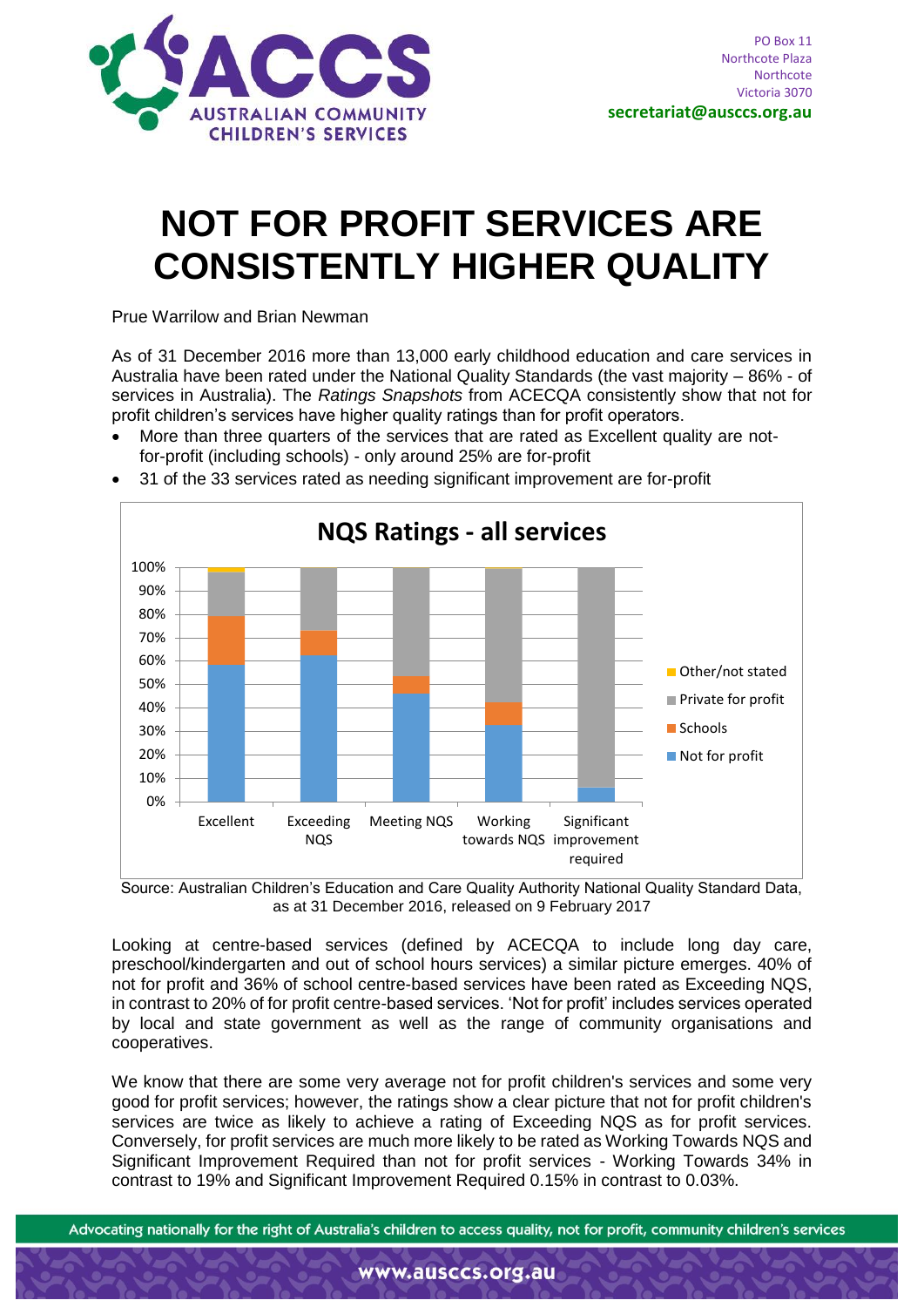ACCS AUSTRALIAN COMMUNITY CHILDREN'S SERVICES

PO Box 11
Northcote Plaza
Northcote
Victoria 3070
**secretariat@ausccs.org.au**

# NOT FOR PROFIT SERVICES ARE CONSISTENTLY HIGHER QUALITY

Prue Warrilow and Brian Newman

As of 31 December 2016 more than 13,000 early childhood education and care services in Australia have been rated under the National Quality Standards (the vast majority – 86% - of services in Australia). The *Ratings Snapshots* from ACECQA consistently show that not for profit children's services have higher quality ratings than for profit operators.

- More than three quarters of the services that are rated as Excellent quality are not-for-profit (including schools) - only around 25% are for-profit
- 31 of the 33 services rated as needing significant improvement are for-profit

**NQS Ratings - all services**

Source: Australian Children's Education and Care Quality Authority National Quality Standard Data, as at 31 December 2016, released on 9 February 2017

Looking at centre-based services (defined by ACECQA to include long day care, preschool/kindergarten and out of school hours services) a similar picture emerges. 40% of not for profit and 36% of school centre-based services have been rated as Exceeding NQS, in contrast to 20% of for profit centre-based services. 'Not for profit' includes services operated by local and state government as well as the range of community organisations and cooperatives.

We know that there are some very average not for profit children's services and some very good for profit services; however, the ratings show a clear picture that not for profit children's services are twice as likely to achieve a rating of Exceeding NQS as for profit services. Conversely, for profit services are much more likely to be rated as Working Towards NQS and Significant Improvement Required than not for profit services - Working Towards 34% in contrast to 19% and Significant Improvement Required 0.15% in contrast to 0.03%.

Advocating nationally for the right of Australia's children to access quality, not for profit, community children's services

www.ausccs.org.au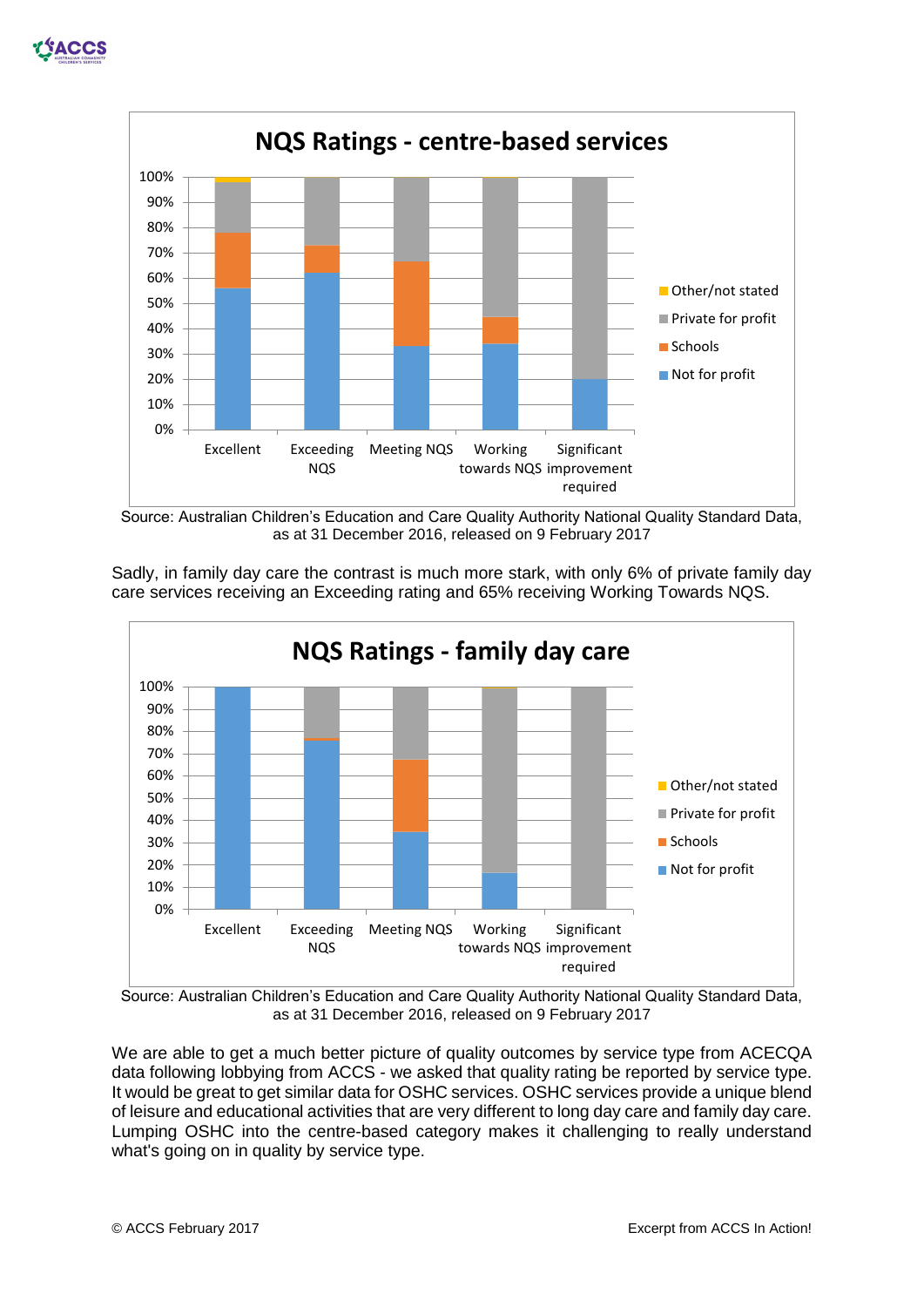NQS Ratings - centre-based services

100%
90%
80%
70%
60%
50%
40%
30%
20%
10%
0%

Excellent
Exceeding NQS
Meeting NQS
Working towards NQS
Significant improvement required

Other/not stated
Private for profit
Schools
Not for profit

Source: Australian Children's Education and Care Quality Authority National Quality Standard Data, as at 31 December 2016, released on 9 February 2017

Sadly, in family day care the contrast is much more stark, with only 6% of private family day care services receiving an Exceeding rating and 65% receiving Working Towards NQS.

NQS Ratings - family day care

100%
90%
80%
70%
60%
50%
40%
30%
20%
10%
0%

Excellent
Exceeding NQS
Meeting NQS
Working towards NQS
Significant improvement required

Other/not stated
Private for profit
Schools
Not for profit

Source: Australian Children's Education and Care Quality Authority National Quality Standard Data, as at 31 December 2016, released on 9 February 2017

We are able to get a much better picture of quality outcomes by service type from ACECQA data following lobbying from ACCS - we asked that quality rating be reported by service type. It would be great to get similar data for OSHC services. OSHC services provide a unique blend of leisure and educational activities that are very different to long day care and family day care. Lumping OSHC into the centre-based category makes it challenging to really understand what's going on in quality by service type.